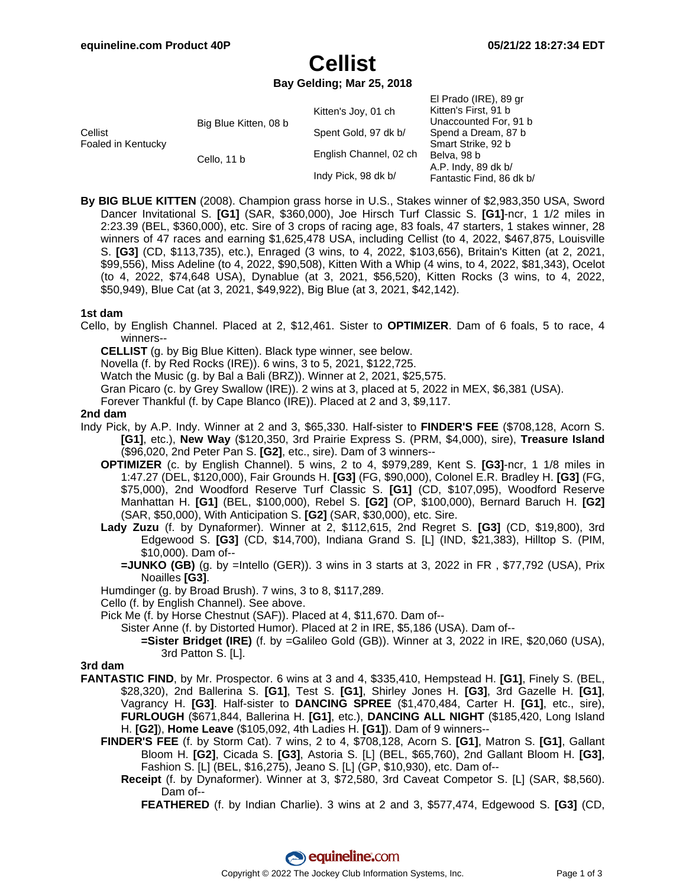# Cellist

**Bay Gelding; Mar 25, 2018**

| | | | |
|---|---|---|---|
| Cellist<br>Foaled in Kentucky | Big Blue Kitten, 08 b | Kitten's Joy, 01 ch | El Prado (IRE), 89 gr<br>Kitten's First, 91 b |
| | | Spent Gold, 97 dk b/ | Unaccounted For, 91 b<br>Spend a Dream, 87 b |
| | Cello, 11 b | English Channel, 02 ch | Smart Strike, 92 b<br>Belva, 98 b |
| | | Indy Pick, 98 dk b/ | A.P. Indy, 89 dk b/<br>Fantastic Find, 86 dk b/ |

**By BIG BLUE KITTEN** (2008). Champion grass horse in U.S., Stakes winner of $2,983,350 USA, Sword Dancer Invitational S. **[G1]** (SAR, $360,000), Joe Hirsch Turf Classic S. **[G1]**-ncr, 1 1/2 miles in 2:23.39 (BEL, $360,000), etc. Sire of 3 crops of racing age, 83 foals, 47 starters, 1 stakes winner, 28 winners of 47 races and earning $1,625,478 USA, including Cellist (to 4, 2022, $467,875, Louisville S. **[G3]** (CD, $113,735), etc.), Enraged (3 wins, to 4, 2022, $103,656), Britain's Kitten (at 2, 2021, $99,556), Miss Adeline (to 4, 2022, $90,508), Kitten With a Whip (4 wins, to 4, 2022, $81,343), Ocelot (to 4, 2022, $74,648 USA), Dynablue (at 3, 2021, $56,520), Kitten Rocks (3 wins, to 4, 2022, $50,949), Blue Cat (at 3, 2021, $49,922), Big Blue (at 3, 2021, $42,142).

**1st dam**

Cello, by English Channel. Placed at 2, $12,461. Sister to **OPTIMIZER**. Dam of 6 foals, 5 to race, 4 winners--

**CELLIST** (g. by Big Blue Kitten). Black type winner, see below.

Novella (f. by Red Rocks (IRE)). 6 wins, 3 to 5, 2021, $122,725.

Watch the Music (g. by Bal a Bali (BRZ)). Winner at 2, 2021, $25,575.

Gran Picaro (c. by Grey Swallow (IRE)). 2 wins at 3, placed at 5, 2022 in MEX, $6,381 (USA).

Forever Thankful (f. by Cape Blanco (IRE)). Placed at 2 and 3, $9,117.

**2nd dam**

Indy Pick, by A.P. Indy. Winner at 2 and 3, $65,330. Half-sister to **FINDER'S FEE** ($708,128, Acorn S. **[G1]**, etc.), **New Way** ($120,350, 3rd Prairie Express S. (PRM, $4,000), sire), **Treasure Island** ($96,020, 2nd Peter Pan S. **[G2]**, etc., sire). Dam of 3 winners--

**OPTIMIZER** (c. by English Channel). 5 wins, 2 to 4, $979,289, Kent S. **[G3]**-ncr, 1 1/8 miles in 1:47.27 (DEL, $120,000), Fair Grounds H. **[G3]** (FG, $90,000), Colonel E.R. Bradley H. **[G3]** (FG, $75,000), 2nd Woodford Reserve Turf Classic S. **[G1]** (CD, $107,095), Woodford Reserve Manhattan H. **[G1]** (BEL, $100,000), Rebel S. **[G2]** (OP, $100,000), Bernard Baruch H. **[G2]** (SAR, $50,000), With Anticipation S. **[G2]** (SAR, $30,000), etc. Sire.

**Lady Zuzu** (f. by Dynaformer). Winner at 2, $112,615, 2nd Regret S. **[G3]** (CD, $19,800), 3rd Edgewood S. **[G3]** (CD, $14,700), Indiana Grand S. [L] (IND, $21,383), Hilltop S. (PIM, $10,000). Dam of--

**=JUNKO (GB)** (g. by =Intello (GER)). 3 wins in 3 starts at 3, 2022 in FR , $77,792 (USA), Prix Noailles **[G3]**.

Humdinger (g. by Broad Brush). 7 wins, 3 to 8, $117,289.

Cello (f. by English Channel). See above.

Pick Me (f. by Horse Chestnut (SAF)). Placed at 4, $11,670. Dam of--

Sister Anne (f. by Distorted Humor). Placed at 2 in IRE, $5,186 (USA). Dam of--

**=Sister Bridget (IRE)** (f. by =Galileo Gold (GB)). Winner at 3, 2022 in IRE, $20,060 (USA), 3rd Patton S. [L].

**3rd dam**

**FANTASTIC FIND**, by Mr. Prospector. 6 wins at 3 and 4, $335,410, Hempstead H. **[G1]**, Finely S. (BEL, $28,320), 2nd Ballerina S. **[G1]**, Test S. **[G1]**, Shirley Jones H. **[G3]**, 3rd Gazelle H. **[G1]**, Vagrancy H. **[G3]**. Half-sister to **DANCING SPREE** ($1,470,484, Carter H. **[G1]**, etc., sire), **FURLOUGH** ($671,844, Ballerina H. **[G1]**, etc.), **DANCING ALL NIGHT** ($185,420, Long Island H. **[G2]**), **Home Leave** ($105,092, 4th Ladies H. **[G1]**). Dam of 9 winners--

**FINDER'S FEE** (f. by Storm Cat). 7 wins, 2 to 4, $708,128, Acorn S. **[G1]**, Matron S. **[G1]**, Gallant Bloom H. **[G2]**, Cicada S. **[G3]**, Astoria S. [L] (BEL, $65,760), 2nd Gallant Bloom H. **[G3]**, Fashion S. [L] (BEL, $16,275), Jeano S. [L] (GP, $10,930), etc. Dam of--

**Receipt** (f. by Dynaformer). Winner at 3, $72,580, 3rd Caveat Competor S. [L] (SAR, $8,560). Dam of--

**FEATHERED** (f. by Indian Charlie). 3 wins at 2 and 3, $577,474, Edgewood S. **[G3]** (CD,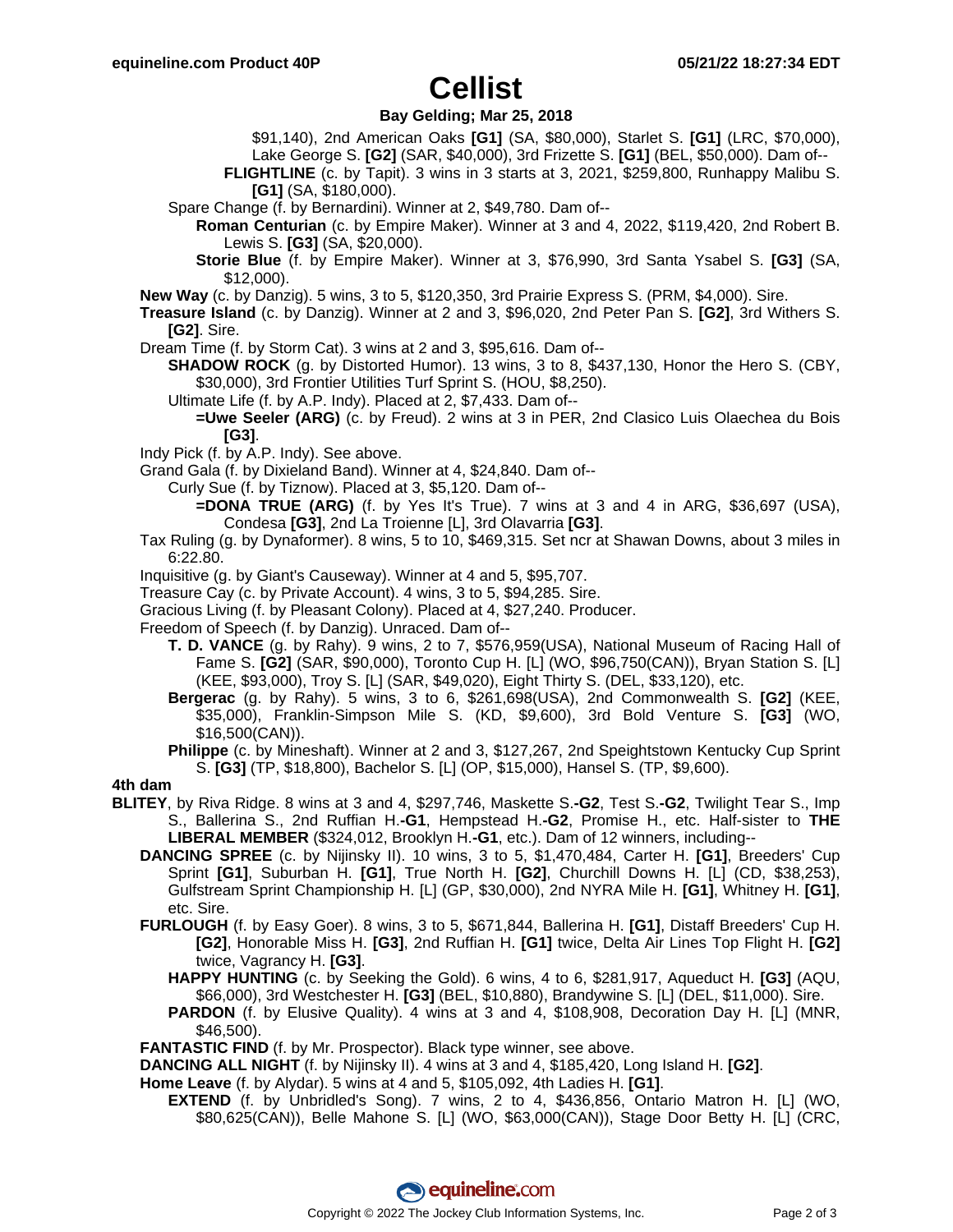# Cellist

**Bay Gelding; Mar 25, 2018**

$91,140), 2nd American Oaks **[G1]** (SA, $80,000), Starlet S. **[G1]** (LRC, $70,000), Lake George S. **[G2]** (SAR, $40,000), 3rd Frizette S. **[G1]** (BEL, $50,000). Dam of--

**FLIGHTLINE** (c. by Tapit). 3 wins in 3 starts at 3, 2021, $259,800, Runhappy Malibu S. **[G1]** (SA, $180,000).

Spare Change (f. by Bernardini). Winner at 2, $49,780. Dam of--

**Roman Centurian** (c. by Empire Maker). Winner at 3 and 4, 2022, $119,420, 2nd Robert B. Lewis S. **[G3]** (SA, $20,000).

**Storie Blue** (f. by Empire Maker). Winner at 3, $76,990, 3rd Santa Ysabel S. **[G3]** (SA, $12,000).

**New Way** (c. by Danzig). 5 wins, 3 to 5, $120,350, 3rd Prairie Express S. (PRM, $4,000). Sire.

**Treasure Island** (c. by Danzig). Winner at 2 and 3, $96,020, 2nd Peter Pan S. **[G2]**, 3rd Withers S. **[G2]**. Sire.

Dream Time (f. by Storm Cat). 3 wins at 2 and 3, $95,616. Dam of--

**SHADOW ROCK** (g. by Distorted Humor). 13 wins, 3 to 8, $437,130, Honor the Hero S. (CBY, $30,000), 3rd Frontier Utilities Turf Sprint S. (HOU, $8,250).

Ultimate Life (f. by A.P. Indy). Placed at 2, $7,433. Dam of--

**=Uwe Seeler (ARG)** (c. by Freud). 2 wins at 3 in PER, 2nd Clasico Luis Olaechea du Bois **[G3]**.

Indy Pick (f. by A.P. Indy). See above.

Grand Gala (f. by Dixieland Band). Winner at 4, $24,840. Dam of--

Curly Sue (f. by Tiznow). Placed at 3, $5,120. Dam of--

**=DONA TRUE (ARG)** (f. by Yes It's True). 7 wins at 3 and 4 in ARG, $36,697 (USA), Condesa **[G3]**, 2nd La Troienne [L], 3rd Olavarria **[G3]**.

Tax Ruling (g. by Dynaformer). 8 wins, 5 to 10, $469,315. Set ncr at Shawan Downs, about 3 miles in 6:22.80.

Inquisitive (g. by Giant's Causeway). Winner at 4 and 5, $95,707.

Treasure Cay (c. by Private Account). 4 wins, 3 to 5, $94,285. Sire.

Gracious Living (f. by Pleasant Colony). Placed at 4, $27,240. Producer.

Freedom of Speech (f. by Danzig). Unraced. Dam of--

**T. D. VANCE** (g. by Rahy). 9 wins, 2 to 7, $576,959(USA), National Museum of Racing Hall of Fame S. **[G2]** (SAR, $90,000), Toronto Cup H. [L] (WO, $96,750(CAN)), Bryan Station S. [L] (KEE, $93,000), Troy S. [L] (SAR, $49,020), Eight Thirty S. (DEL, $33,120), etc.

**Bergerac** (g. by Rahy). 5 wins, 3 to 6, $261,698(USA), 2nd Commonwealth S. **[G2]** (KEE, $35,000), Franklin-Simpson Mile S. (KD, $9,600), 3rd Bold Venture S. **[G3]** (WO, $16,500(CAN)).

**Philippe** (c. by Mineshaft). Winner at 2 and 3, $127,267, 2nd Speightstown Kentucky Cup Sprint S. **[G3]** (TP, $18,800), Bachelor S. [L] (OP, $15,000), Hansel S. (TP, $9,600).

**4th dam**

**BLITEY**, by Riva Ridge. 8 wins at 3 and 4, $297,746, Maskette S.**-G2**, Test S.**-G2**, Twilight Tear S., Imp S., Ballerina S., 2nd Ruffian H.**-G1**, Hempstead H.**-G2**, Promise H., etc. Half-sister to **THE LIBERAL MEMBER** ($324,012, Brooklyn H.**-G1**, etc.). Dam of 12 winners, including--

**DANCING SPREE** (c. by Nijinsky II). 10 wins, 3 to 5, $1,470,484, Carter H. **[G1]**, Breeders' Cup Sprint **[G1]**, Suburban H. **[G1]**, True North H. **[G2]**, Churchill Downs H. [L] (CD, $38,253), Gulfstream Sprint Championship H. [L] (GP, $30,000), 2nd NYRA Mile H. **[G1]**, Whitney H. **[G1]**, etc. Sire.

**FURLOUGH** (f. by Easy Goer). 8 wins, 3 to 5, $671,844, Ballerina H. **[G1]**, Distaff Breeders' Cup H. **[G2]**, Honorable Miss H. **[G3]**, 2nd Ruffian H. **[G1]** twice, Delta Air Lines Top Flight H. **[G2]** twice, Vagrancy H. **[G3]**.

**HAPPY HUNTING** (c. by Seeking the Gold). 6 wins, 4 to 6, $281,917, Aqueduct H. **[G3]** (AQU, $66,000), 3rd Westchester H. **[G3]** (BEL, $10,880), Brandywine S. [L] (DEL, $11,000). Sire.

**PARDON** (f. by Elusive Quality). 4 wins at 3 and 4, $108,908, Decoration Day H. [L] (MNR, $46,500).

**FANTASTIC FIND** (f. by Mr. Prospector). Black type winner, see above.

**DANCING ALL NIGHT** (f. by Nijinsky II). 4 wins at 3 and 4, $185,420, Long Island H. **[G2]**.

**Home Leave** (f. by Alydar). 5 wins at 4 and 5, $105,092, 4th Ladies H. **[G1]**.

**EXTEND** (f. by Unbridled's Song). 7 wins, 2 to 4, $436,856, Ontario Matron H. [L] (WO, $80,625(CAN)), Belle Mahone S. [L] (WO, $63,000(CAN)), Stage Door Betty H. [L] (CRC,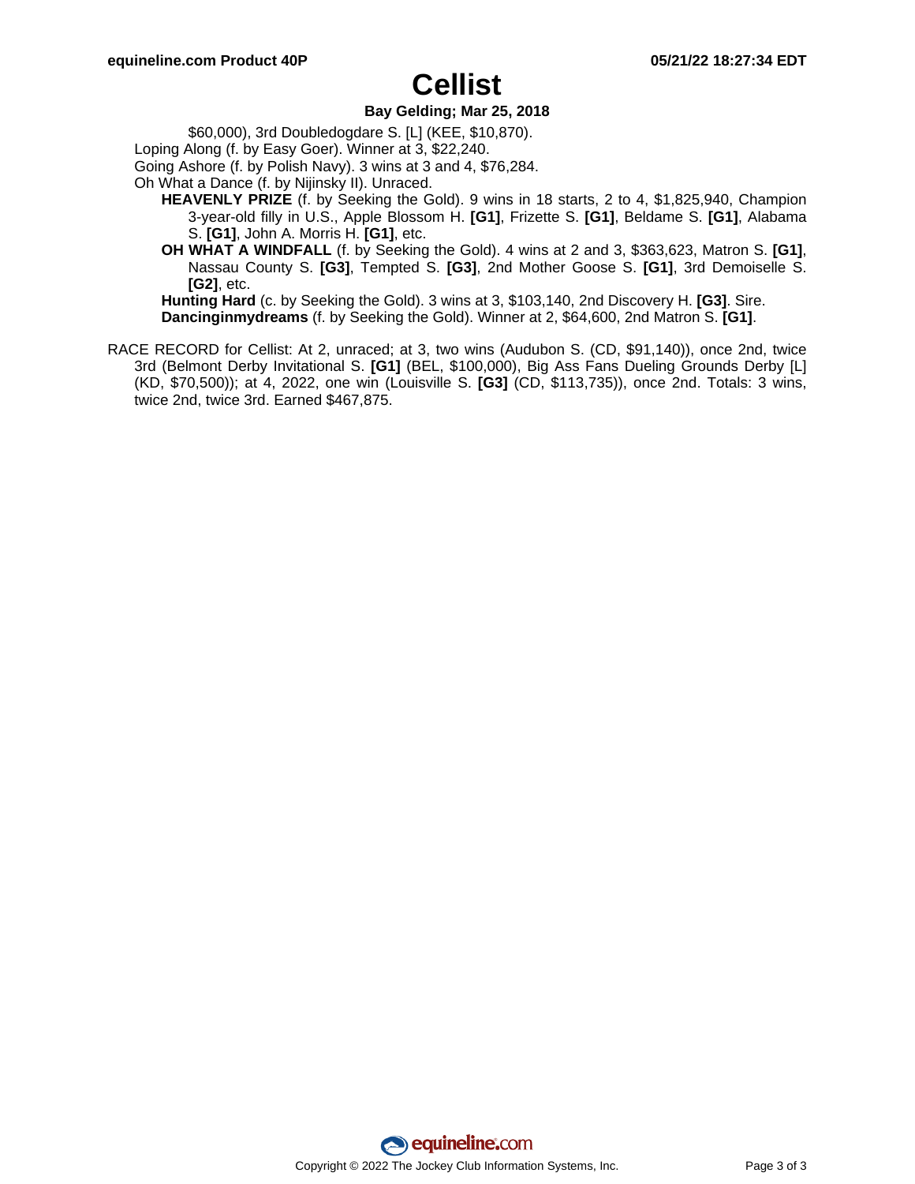# Cellist

**Bay Gelding; Mar 25, 2018**

$60,000), 3rd Doubledogdare S. [L] (KEE, $10,870).

Loping Along (f. by Easy Goer). Winner at 3, $22,240.

Going Ashore (f. by Polish Navy). 3 wins at 3 and 4, $76,284.

Oh What a Dance (f. by Nijinsky II). Unraced.

**HEAVENLY PRIZE** (f. by Seeking the Gold). 9 wins in 18 starts, 2 to 4, $1,825,940, Champion 3-year-old filly in U.S., Apple Blossom H. **[G1]**, Frizette S. **[G1]**, Beldame S. **[G1]**, Alabama S. **[G1]**, John A. Morris H. **[G1]**, etc.

**OH WHAT A WINDFALL** (f. by Seeking the Gold). 4 wins at 2 and 3, $363,623, Matron S. **[G1]**, Nassau County S. **[G3]**, Tempted S. **[G3]**, 2nd Mother Goose S. **[G1]**, 3rd Demoiselle S. **[G2]**, etc.

**Hunting Hard** (c. by Seeking the Gold). 3 wins at 3, $103,140, 2nd Discovery H. **[G3]**. Sire.

**Dancinginmydreams** (f. by Seeking the Gold). Winner at 2, $64,600, 2nd Matron S. **[G1]**.

RACE RECORD for Cellist: At 2, unraced; at 3, two wins (Audubon S. (CD, $91,140)), once 2nd, twice 3rd (Belmont Derby Invitational S. **[G1]** (BEL, $100,000), Big Ass Fans Dueling Grounds Derby [L] (KD, $70,500)); at 4, 2022, one win (Louisville S. **[G3]** (CD, $113,735)), once 2nd. Totals: 3 wins, twice 2nd, twice 3rd. Earned $467,875.